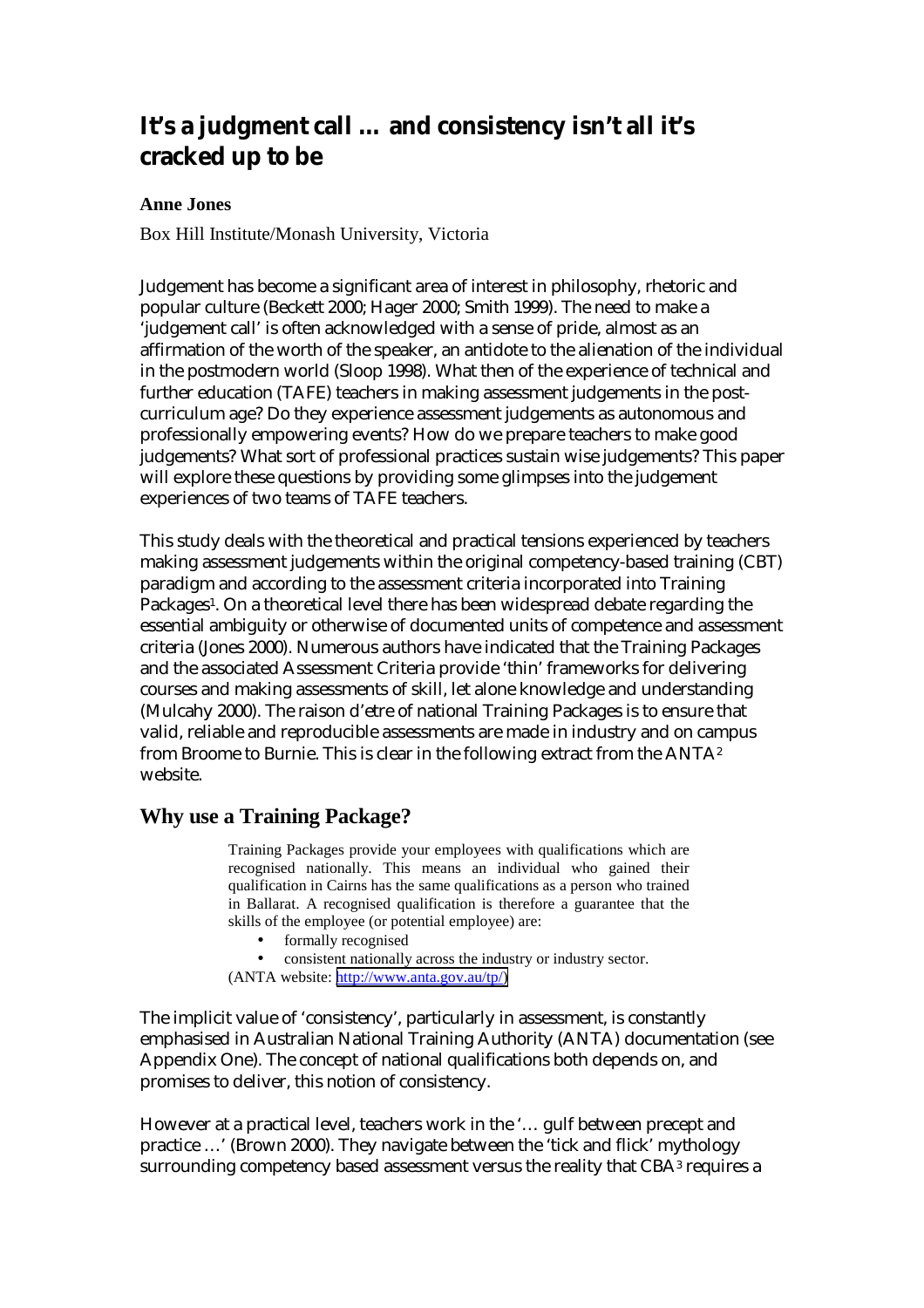# It's a judgment call … and consistency isn't all it's cracked up to be

**Anne Jones**

Box Hill Institute/Monash University, Victoria

Judgement has become a significant area of interest in philosophy, rhetoric and popular culture (Beckett 2000; Hager 2000; Smith 1999). The need to make a 'judgement call' is often acknowledged with a sense of pride, almost as an affirmation of the worth of the speaker, an antidote to the alienation of the individual in the postmodern world (Sloop 1998). What then of the experience of technical and further education (TAFE) teachers in making assessment judgements in the post-curriculum age? Do they experience assessment judgements as autonomous and professionally empowering events? How do we prepare teachers to make good judgements? What sort of professional practices sustain wise judgements? This paper will explore these questions by providing some glimpses into the judgement experiences of two teams of TAFE teachers.

This study deals with the theoretical and practical tensions experienced by teachers making assessment judgements within the original competency-based training (CBT) paradigm and according to the assessment criteria incorporated into Training Packages[1]. On a theoretical level there has been widespread debate regarding the essential ambiguity or otherwise of documented units of competence and assessment criteria (Jones 2000). Numerous authors have indicated that the Training Packages and the associated Assessment Criteria provide 'thin' frameworks for delivering courses and making assessments of skill, let alone knowledge and understanding (Mulcahy 2000). The raison d'etre of national Training Packages is to ensure that valid, reliable and reproducible assessments are made in industry and on campus from Broome to Burnie. This is clear in the following extract from the ANTA[2] website.

## Why use a Training Package?

> Training Packages provide your employees with qualifications which are recognised nationally. This means an individual who gained their qualification in Cairns has the same qualifications as a person who trained in Ballarat. A recognised qualification is therefore a guarantee that the skills of the employee (or potential employee) are:
>
> - formally recognised
> - consistent nationally across the industry or industry sector.
>
> (ANTA website: http://www.anta.gov.au/tp/)

The implicit value of 'consistency', particularly in assessment, is constantly emphasised in Australian National Training Authority (ANTA) documentation (see Appendix One). The concept of national qualifications both depends on, and promises to deliver, this notion of consistency.

However at a practical level, teachers work in the '… gulf between precept and practice …' (Brown 2000). They navigate between the 'tick and flick' mythology surrounding competency based assessment versus the reality that CBA[3] requires a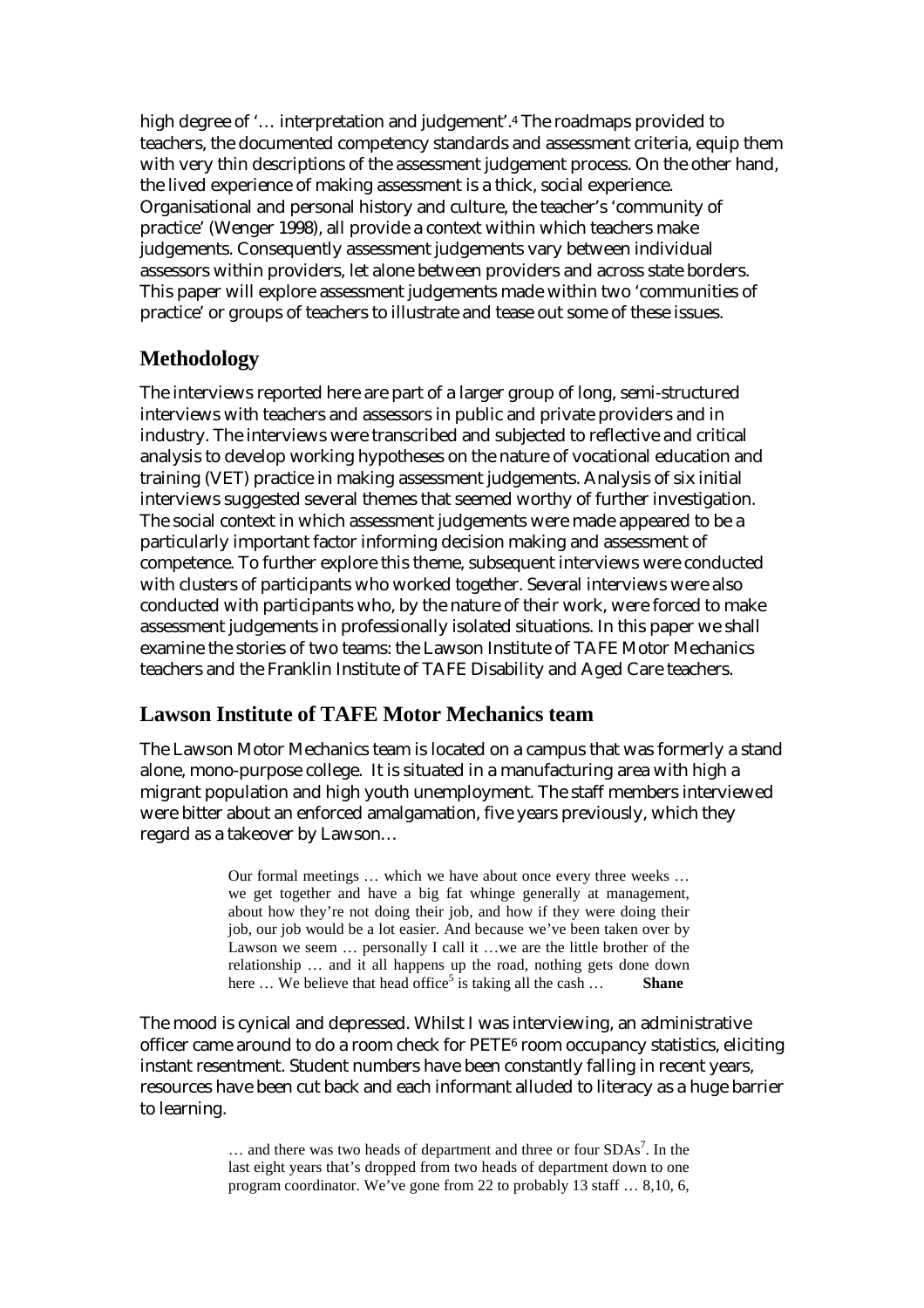high degree of '… interpretation and judgement'.[4] The roadmaps provided to teachers, the documented competency standards and assessment criteria, equip them with very thin descriptions of the assessment judgement process. On the other hand, the lived experience of making assessment is a thick, social experience. Organisational and personal history and culture, the teacher's 'community of practice' (Wenger 1998), all provide a context within which teachers make judgements. Consequently assessment judgements vary between individual assessors within providers, let alone between providers and across state borders. This paper will explore assessment judgements made within two 'communities of practice' or groups of teachers to illustrate and tease out some of these issues.

## Methodology

The interviews reported here are part of a larger group of long, semi-structured interviews with teachers and assessors in public and private providers and in industry. The interviews were transcribed and subjected to reflective and critical analysis to develop working hypotheses on the nature of vocational education and training (VET) practice in making assessment judgements. Analysis of six initial interviews suggested several themes that seemed worthy of further investigation. The social context in which assessment judgements were made appeared to be a particularly important factor informing decision making and assessment of competence. To further explore this theme, subsequent interviews were conducted with clusters of participants who worked together. Several interviews were also conducted with participants who, by the nature of their work, were forced to make assessment judgements in professionally isolated situations. In this paper we shall examine the stories of two teams: the Lawson Institute of TAFE Motor Mechanics teachers and the Franklin Institute of TAFE Disability and Aged Care teachers.

## Lawson Institute of TAFE Motor Mechanics team

The Lawson Motor Mechanics team is located on a campus that was formerly a stand alone, mono-purpose college. It is situated in a manufacturing area with high a migrant population and high youth unemployment. The staff members interviewed were bitter about an enforced amalgamation, five years previously, which they regard as a takeover by Lawson…

> Our formal meetings … which we have about once every three weeks … we get together and have a big fat whinge generally at management, about how they're not doing their job, and how if they were doing their job, our job would be a lot easier. And because we've been taken over by Lawson we seem … personally I call it …we are the little brother of the relationship … and it all happens up the road, nothing gets done down here … We believe that head office[5] is taking all the cash … **Shane**

The mood is cynical and depressed. Whilst I was interviewing, an administrative officer came around to do a room check for PETE[6] room occupancy statistics, eliciting instant resentment. Student numbers have been constantly falling in recent years, resources have been cut back and each informant alluded to literacy as a huge barrier to learning.

> … and there was two heads of department and three or four SDAs[7]. In the last eight years that's dropped from two heads of department down to one program coordinator. We've gone from 22 to probably 13 staff … 8,10, 6,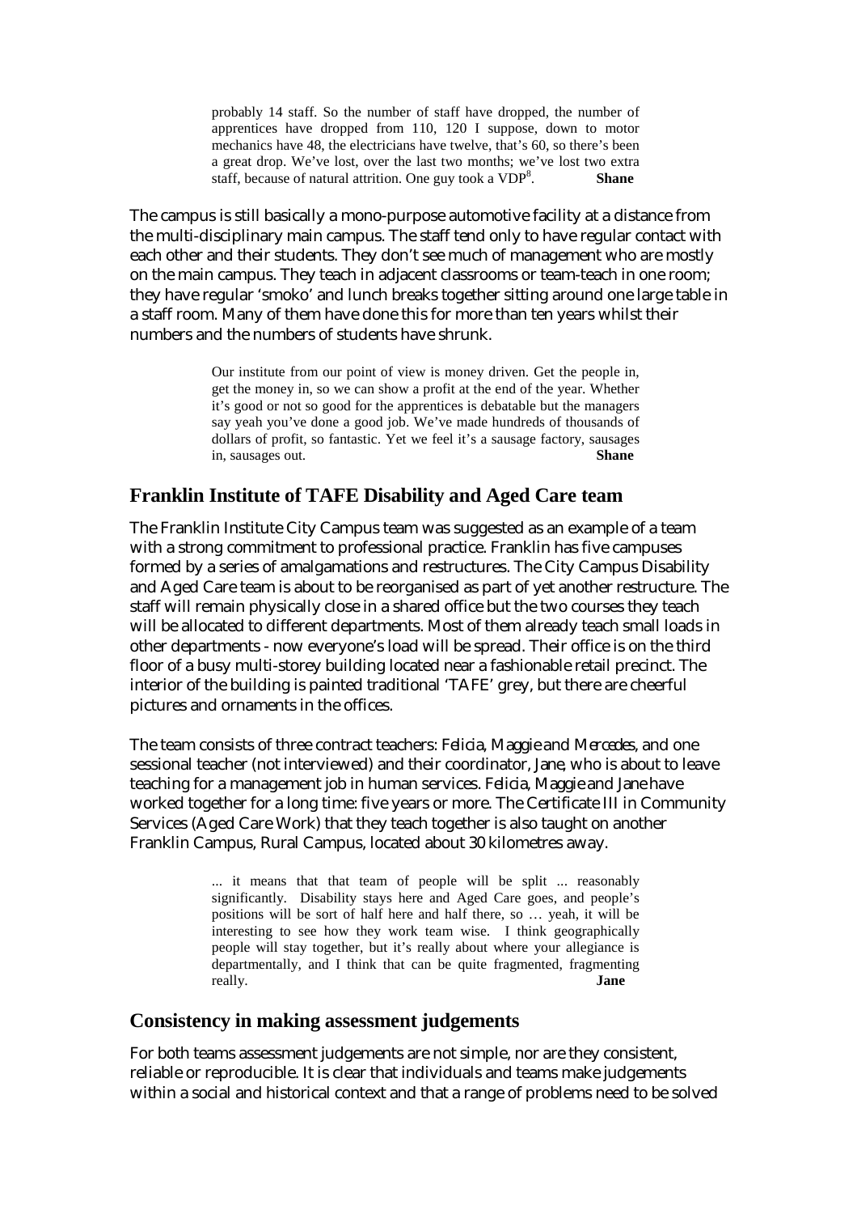> probably 14 staff. So the number of staff have dropped, the number of apprentices have dropped from 110, 120 I suppose, down to motor mechanics have 48, the electricians have twelve, that's 60, so there's been a great drop. We've lost, over the last two months; we've lost two extra staff, because of natural attrition. One guy took a VDP[8]. **Shane**

The campus is still basically a mono-purpose automotive facility at a distance from the multi-disciplinary main campus. The staff tend only to have regular contact with each other and their students. They don't see much of management who are mostly on the main campus. They teach in adjacent classrooms or team-teach in one room; they have regular 'smoko' and lunch breaks together sitting around one large table in a staff room. Many of them have done this for more than ten years whilst their numbers and the numbers of students have shrunk.

> Our institute from our point of view is money driven. Get the people in, get the money in, so we can show a profit at the end of the year. Whether it's good or not so good for the apprentices is debatable but the managers say yeah you've done a good job. We've made hundreds of thousands of dollars of profit, so fantastic. Yet we feel it's a sausage factory, sausages in, sausages out. **Shane**

## Franklin Institute of TAFE Disability and Aged Care team

The Franklin Institute City Campus team was suggested as an example of a team with a strong commitment to professional practice. Franklin has five campuses formed by a series of amalgamations and restructures. The City Campus Disability and Aged Care team is about to be reorganised as part of yet another restructure. The staff will remain physically close in a shared office but the two courses they teach will be allocated to different departments. Most of them already teach small loads in other departments - now everyone's load will be spread. Their office is on the third floor of a busy multi-storey building located near a fashionable retail precinct. The interior of the building is painted traditional 'TAFE' grey, but there are cheerful pictures and ornaments in the offices.

The team consists of three contract teachers: *Felicia*, *Maggie* and *Mercedes*, and one sessional teacher (not interviewed) and their coordinator, *Jane*, who is about to leave teaching for a management job in human services. *Felicia*, *Maggie* and *Jane* have worked together for a long time: five years or more. The Certificate III in Community Services (Aged Care Work) that they teach together is also taught on another Franklin Campus, Rural Campus, located about 30 kilometres away.

> ... it means that that team of people will be split ... reasonably significantly. Disability stays here and Aged Care goes, and people's positions will be sort of half here and half there, so … yeah, it will be interesting to see how they work team wise. I think geographically people will stay together, but it's really about where your allegiance is departmentally, and I think that can be quite fragmented, fragmenting really. **Jane**

## Consistency in making assessment judgements

For both teams assessment judgements are not simple, nor are they consistent, reliable or reproducible. It is clear that individuals and teams make judgements within a social and historical context and that a range of problems need to be solved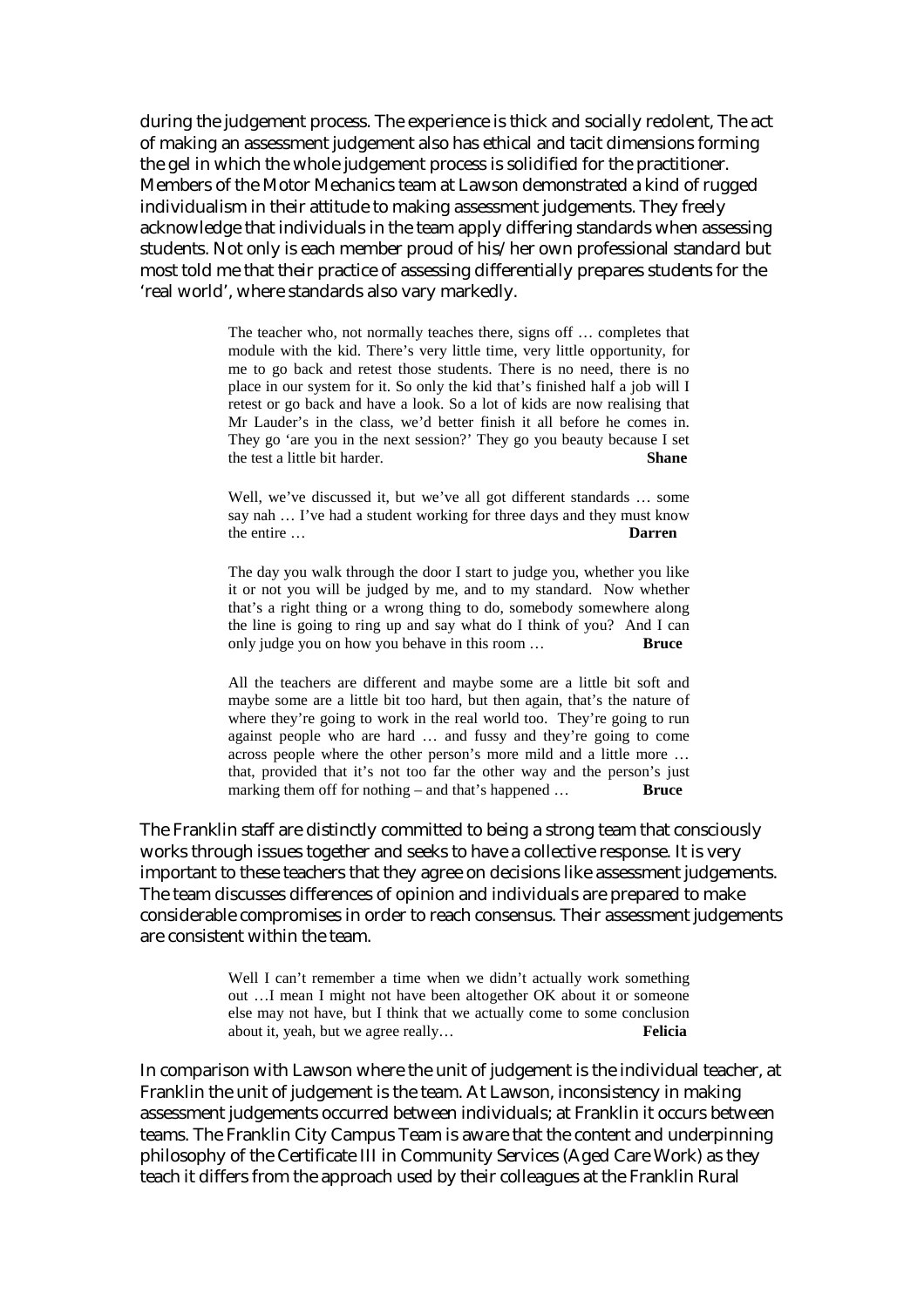during the judgement process. The experience is thick and socially redolent, The act of making an assessment judgement also has ethical and tacit dimensions forming the gel in which the whole judgement process is solidified for the practitioner. Members of the Motor Mechanics team at Lawson demonstrated a kind of rugged individualism in their attitude to making assessment judgements. They freely acknowledge that individuals in the team apply differing standards when assessing students. Not only is each member proud of his/her own professional standard but most told me that their practice of assessing differentially prepares students for the 'real world', where standards also vary markedly.

> The teacher who, not normally teaches there, signs off … completes that module with the kid. There's very little time, very little opportunity, for me to go back and retest those students. There is no need, there is no place in our system for it. So only the kid that's finished half a job will I retest or go back and have a look. So a lot of kids are now realising that Mr Lauder's in the class, we'd better finish it all before he comes in. They go 'are you in the next session?' They go you beauty because I set the test a little bit harder. **Shane**

> Well, we've discussed it, but we've all got different standards … some say nah … I've had a student working for three days and they must know the entire … **Darren**

> The day you walk through the door I start to judge you, whether you like it or not you will be judged by me, and to my standard. Now whether that's a right thing or a wrong thing to do, somebody somewhere along the line is going to ring up and say what do I think of you? And I can only judge you on how you behave in this room … **Bruce**

> All the teachers are different and maybe some are a little bit soft and maybe some are a little bit too hard, but then again, that's the nature of where they're going to work in the real world too. They're going to run against people who are hard … and fussy and they're going to come across people where the other person's more mild and a little more … that, provided that it's not too far the other way and the person's just marking them off for nothing – and that's happened … **Bruce**

The Franklin staff are distinctly committed to being a strong team that consciously works through issues together and seeks to have a collective response. It is very important to these teachers that they agree on decisions like assessment judgements. The team discusses differences of opinion and individuals are prepared to make considerable compromises in order to reach consensus. Their assessment judgements are consistent within the team.

> Well I can't remember a time when we didn't actually work something out …I mean I might not have been altogether OK about it or someone else may not have, but I think that we actually come to some conclusion about it, yeah, but we agree really… **Felicia**

In comparison with Lawson where the unit of judgement is the individual teacher, at Franklin the unit of judgement is the team. At Lawson, inconsistency in making assessment judgements occurred between individuals; at Franklin it occurs between teams. The Franklin City Campus Team is aware that the content and underpinning philosophy of the Certificate III in Community Services (Aged Care Work) as they teach it differs from the approach used by their colleagues at the Franklin Rural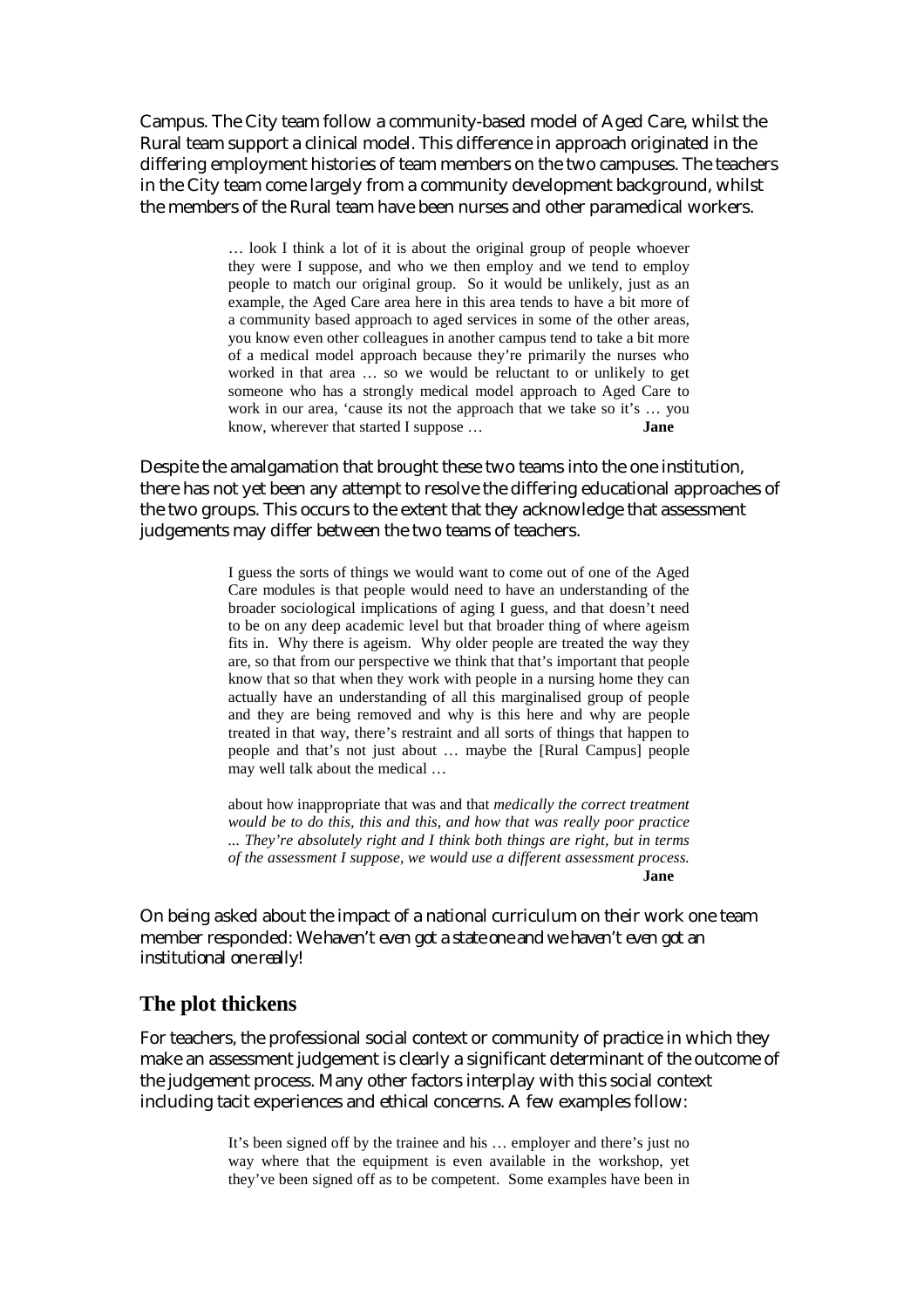Campus. The City team follow a community-based model of Aged Care, whilst the Rural team support a clinical model. This difference in approach originated in the differing employment histories of team members on the two campuses. The teachers in the City team come largely from a community development background, whilst the members of the Rural team have been nurses and other paramedical workers.

> … look I think a lot of it is about the original group of people whoever they were I suppose, and who we then employ and we tend to employ people to match our original group. So it would be unlikely, just as an example, the Aged Care area here in this area tends to have a bit more of a community based approach to aged services in some of the other areas, you know even other colleagues in another campus tend to take a bit more of a medical model approach because they're primarily the nurses who worked in that area … so we would be reluctant to or unlikely to get someone who has a strongly medical model approach to Aged Care to work in our area, 'cause its not the approach that we take so it's … you know, wherever that started I suppose … **Jane**

Despite the amalgamation that brought these two teams into the one institution, there has not yet been any attempt to resolve the differing educational approaches of the two groups. This occurs to the extent that they acknowledge that assessment judgements may differ between the two teams of teachers.

> I guess the sorts of things we would want to come out of one of the Aged Care modules is that people would need to have an understanding of the broader sociological implications of aging I guess, and that doesn't need to be on any deep academic level but that broader thing of where ageism fits in. Why there is ageism. Why older people are treated the way they are, so that from our perspective we think that that's important that people know that so that when they work with people in a nursing home they can actually have an understanding of all this marginalised group of people and they are being removed and why is this here and why are people treated in that way, there's restraint and all sorts of things that happen to people and that's not just about … maybe the [Rural Campus] people may well talk about the medical …
>
> about how inappropriate that was and that *medically the correct treatment would be to do this, this and this, and how that was really poor practice ... They're absolutely right and I think both things are right, but in terms of the assessment I suppose, we would use a different assessment process.* **Jane**

On being asked about the impact of a national curriculum on their work one team member responded: *We haven't even got a state one and we haven't even got an institutional one really!*

## The plot thickens

For teachers, the professional social context or community of practice in which they make an assessment judgement is clearly a significant determinant of the outcome of the judgement process. Many other factors interplay with this social context including tacit experiences and ethical concerns. A few examples follow:

> It's been signed off by the trainee and his … employer and there's just no way where that the equipment is even available in the workshop, yet they've been signed off as to be competent. Some examples have been in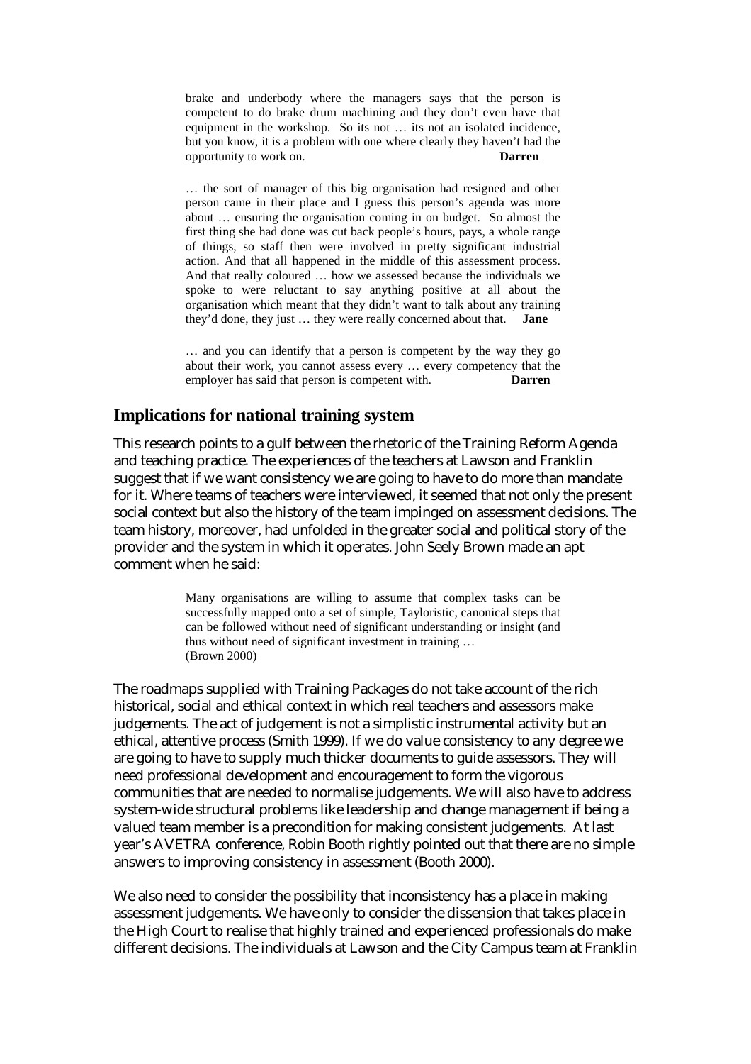> brake and underbody where the managers says that the person is competent to do brake drum machining and they don't even have that equipment in the workshop. So its not … its not an isolated incidence, but you know, it is a problem with one where clearly they haven't had the opportunity to work on. **Darren**

> … the sort of manager of this big organisation had resigned and other person came in their place and I guess this person's agenda was more about … ensuring the organisation coming in on budget. So almost the first thing she had done was cut back people's hours, pays, a whole range of things, so staff then were involved in pretty significant industrial action. And that all happened in the middle of this assessment process. And that really coloured … how we assessed because the individuals we spoke to were reluctant to say anything positive at all about the organisation which meant that they didn't want to talk about any training they'd done, they just … they were really concerned about that. **Jane**

> … and you can identify that a person is competent by the way they go about their work, you cannot assess every … every competency that the employer has said that person is competent with. **Darren**

## Implications for national training system

This research points to a gulf between the rhetoric of the Training Reform Agenda and teaching practice. The experiences of the teachers at Lawson and Franklin suggest that if we want consistency we are going to have to do more than mandate for it. Where teams of teachers were interviewed, it seemed that not only the present social context but also the history of the team impinged on assessment decisions. The team history, moreover, had unfolded in the greater social and political story of the provider and the system in which it operates. John Seely Brown made an apt comment when he said:

> Many organisations are willing to assume that complex tasks can be successfully mapped onto a set of simple, Tayloristic, canonical steps that can be followed without need of significant understanding or insight (and thus without need of significant investment in training …
> (Brown 2000)

The roadmaps supplied with Training Packages do not take account of the rich historical, social and ethical context in which real teachers and assessors make judgements. The act of judgement is not a simplistic instrumental activity but an ethical, attentive process (Smith 1999). If we do value consistency to any degree we are going to have to supply much thicker documents to guide assessors. They will need professional development and encouragement to form the vigorous communities that are needed to normalise judgements. We will also have to address system-wide structural problems like leadership and change management if being a valued team member is a precondition for making consistent judgements. At last year's AVETRA conference, Robin Booth rightly pointed out that there are no simple answers to improving consistency in assessment (Booth 2000).

We also need to consider the possibility that inconsistency has a place in making assessment judgements. We have only to consider the dissension that takes place in the High Court to realise that highly trained and experienced professionals do make different decisions. The individuals at Lawson and the City Campus team at Franklin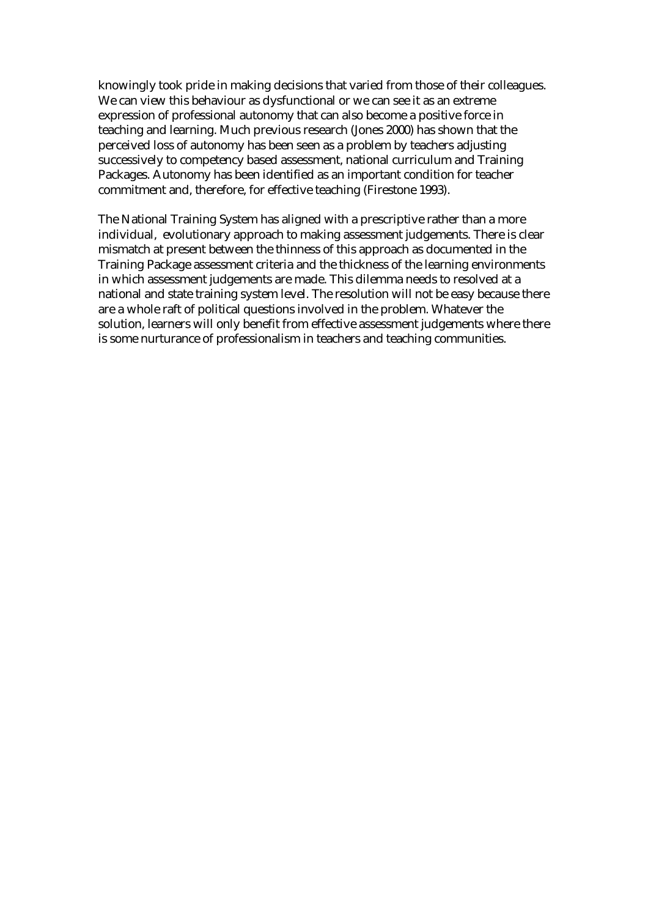knowingly took pride in making decisions that varied from those of their colleagues. We can view this behaviour as dysfunctional or we can see it as an extreme expression of professional autonomy that can also become a positive force in teaching and learning. Much previous research (Jones 2000) has shown that the perceived loss of autonomy has been seen as a problem by teachers adjusting successively to competency based assessment, national curriculum and Training Packages. Autonomy has been identified as an important condition for teacher commitment and, therefore, for effective teaching (Firestone 1993).

The National Training System has aligned with a prescriptive rather than a more individual, evolutionary approach to making assessment judgements. There is clear mismatch at present between the thinness of this approach as documented in the Training Package assessment criteria and the thickness of the learning environments in which assessment judgements are made. This dilemma needs to resolved at a national and state training system level. The resolution will not be easy because there are a whole raft of political questions involved in the problem. Whatever the solution, learners will only benefit from effective assessment judgements where there is some nurturance of professionalism in teachers and teaching communities.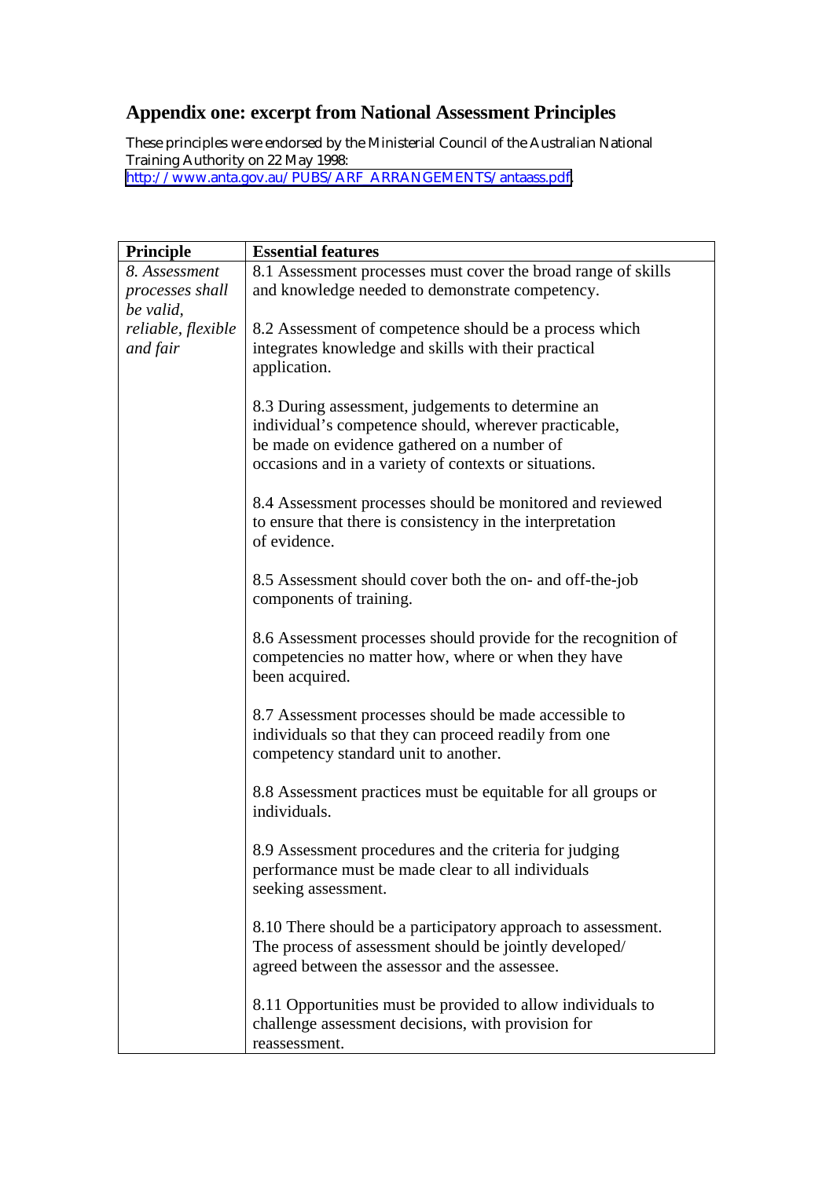## Appendix one: excerpt from National Assessment Principles

These principles were endorsed by the Ministerial Council of the Australian National Training Authority on 22 May 1998: [http://www.anta.gov.au/PUBS/ARF_ARRANGEMENTS/antaass.pdf](http://www.anta.gov.au/PUBS/ARF_ARRANGEMENTS/antaass.pdf).

| **Principle** | **Essential features** |
|---|---|
| *8. Assessment processes shall be valid, reliable, flexible and fair* | 8.1 Assessment processes must cover the broad range of skills and knowledge needed to demonstrate competency.<br><br>8.2 Assessment of competence should be a process which integrates knowledge and skills with their practical application.<br><br>8.3 During assessment, judgements to determine an individual's competence should, wherever practicable, be made on evidence gathered on a number of occasions and in a variety of contexts or situations.<br><br>8.4 Assessment processes should be monitored and reviewed to ensure that there is consistency in the interpretation of evidence.<br><br>8.5 Assessment should cover both the on- and off-the-job components of training.<br><br>8.6 Assessment processes should provide for the recognition of competencies no matter how, where or when they have been acquired.<br><br>8.7 Assessment processes should be made accessible to individuals so that they can proceed readily from one competency standard unit to another.<br><br>8.8 Assessment practices must be equitable for all groups or individuals.<br><br>8.9 Assessment procedures and the criteria for judging performance must be made clear to all individuals seeking assessment.<br><br>8.10 There should be a participatory approach to assessment. The process of assessment should be jointly developed/ agreed between the assessor and the assessee.<br><br>8.11 Opportunities must be provided to allow individuals to challenge assessment decisions, with provision for reassessment. |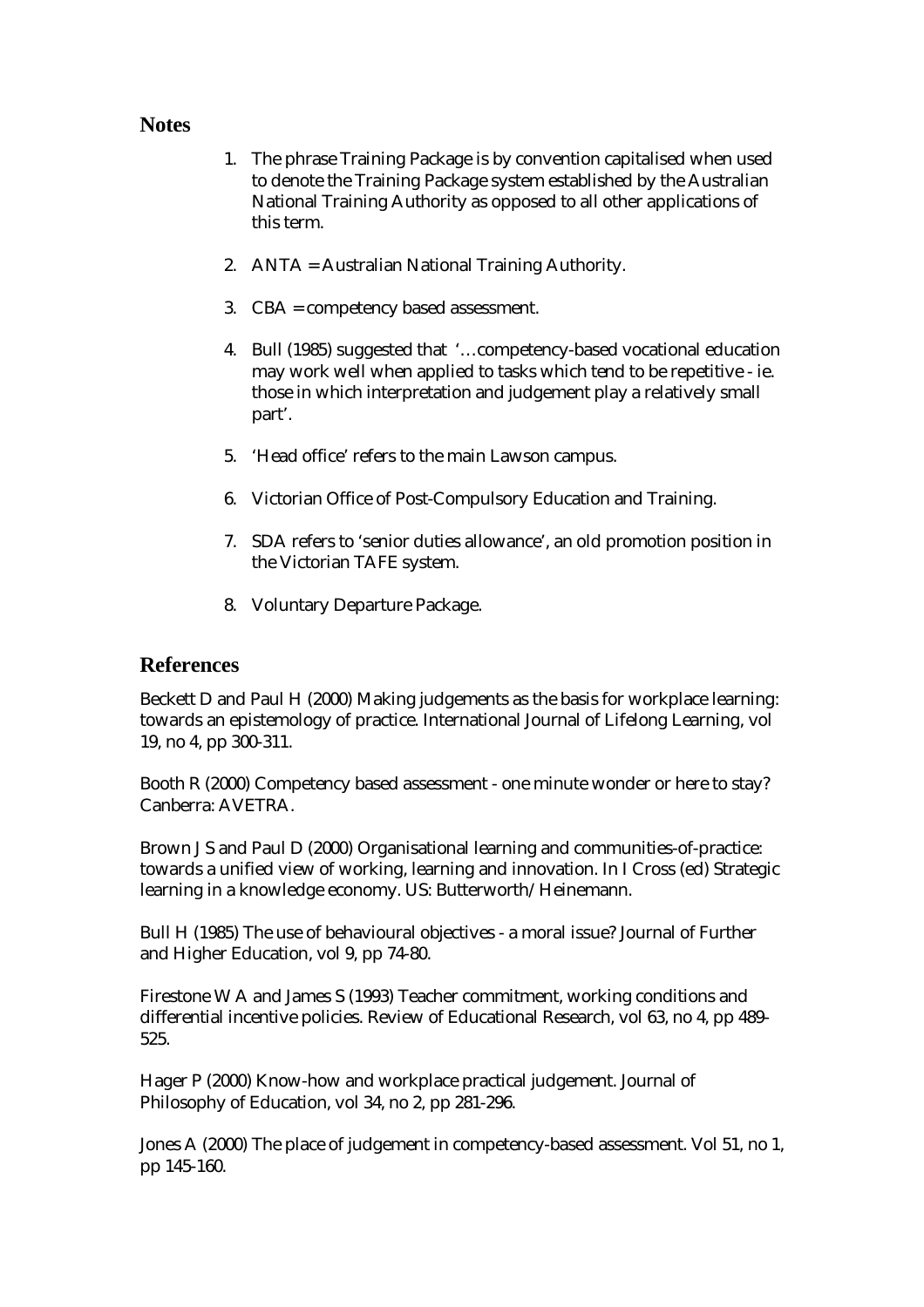## Notes

1. The phrase Training Package is by convention capitalised when used to denote the Training Package system established by the Australian National Training Authority as opposed to all other applications of this term.

2. ANTA = Australian National Training Authority.

3. CBA = competency based assessment.

4. Bull (1985) suggested that '…competency-based vocational education may work well when applied to tasks which tend to be repetitive - ie. those in which interpretation and judgement play a relatively small part'.

5. 'Head office' refers to the main Lawson campus.

6. Victorian Office of Post-Compulsory Education and Training.

7. SDA refers to 'senior duties allowance', an old promotion position in the Victorian TAFE system.

8. Voluntary Departure Package.

## References

Beckett D and Paul H (2000) Making judgements as the basis for workplace learning: towards an epistemology of practice. International Journal of Lifelong Learning, vol 19, no 4, pp 300-311.

Booth R (2000) Competency based assessment - one minute wonder or here to stay? Canberra: AVETRA.

Brown J S and Paul D (2000) Organisational learning and communities-of-practice: towards a unified view of working, learning and innovation. In I Cross (ed) Strategic learning in a knowledge economy. US: Butterworth/Heinemann.

Bull H (1985) The use of behavioural objectives - a moral issue? Journal of Further and Higher Education, vol 9, pp 74-80.

Firestone W A and James S (1993) Teacher commitment, working conditions and differential incentive policies. Review of Educational Research, vol 63, no 4, pp 489-525.

Hager P (2000) Know-how and workplace practical judgement. Journal of Philosophy of Education, vol 34, no 2, pp 281-296.

Jones A (2000) The place of judgement in competency-based assessment. Vol 51, no 1, pp 145-160.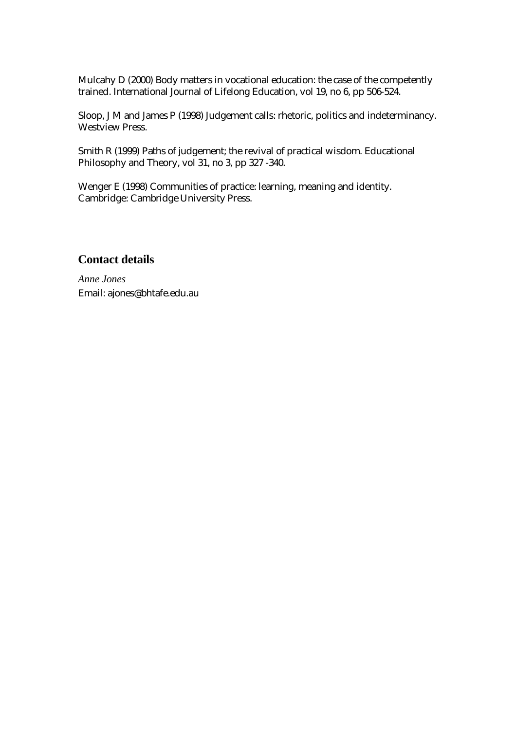Mulcahy D (2000) Body matters in vocational education: the case of the competently trained. International Journal of Lifelong Education, vol 19, no 6, pp 506-524.

Sloop, J M and James P (1998) Judgement calls: rhetoric, politics and indeterminancy. Westview Press.

Smith R (1999) Paths of judgement; the revival of practical wisdom. Educational Philosophy and Theory, vol 31, no 3, pp 327 -340.

Wenger E (1998) Communities of practice: learning, meaning and identity. Cambridge: Cambridge University Press.

## Contact details

*Anne Jones*
Email: ajones@bhtafe.edu.au